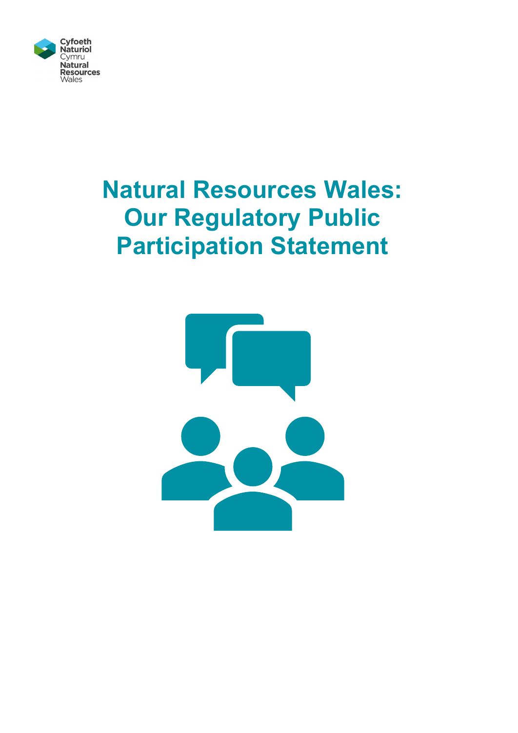Cyfoeth Naturiol Cymru
Natural Resources Wales

# Natural Resources Wales: Our Regulatory Public Participation Statement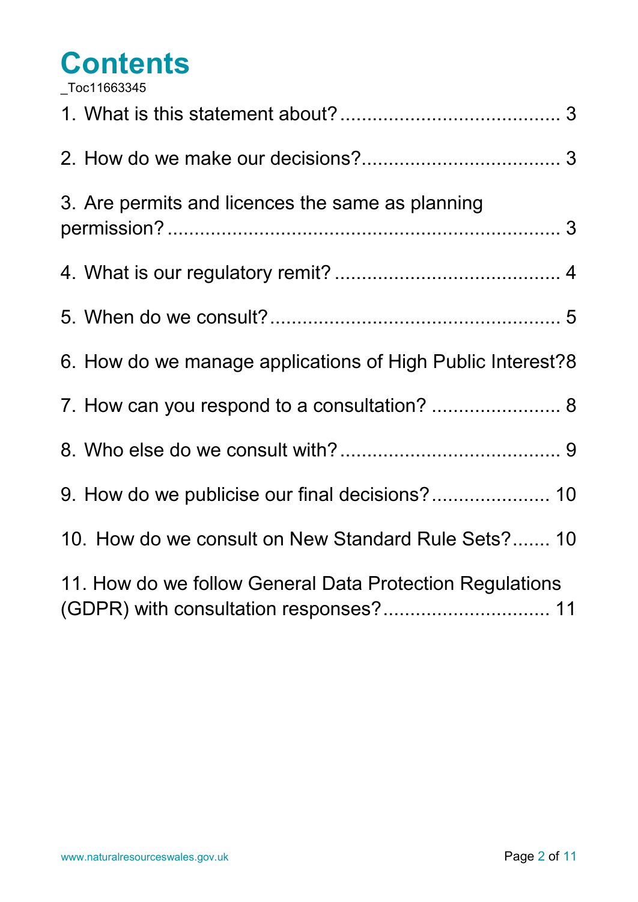# Contents

_Toc11663345

1. What is this statement about? ........................................ 3
2. How do we make our decisions? .................................... 3
3. Are permits and licences the same as planning permission? ....................................................................... 3
4. What is our regulatory remit? ......................................... 4
5. When do we consult? ..................................................... 5
6. How do we manage applications of High Public Interest? 8
7. How can you respond to a consultation? ........................ 8
8. Who else do we consult with? ........................................ 9
9. How do we publicise our final decisions? ...................... 10
10. How do we consult on New Standard Rule Sets? ....... 10
11. How do we follow General Data Protection Regulations (GDPR) with consultation responses? ............................... 11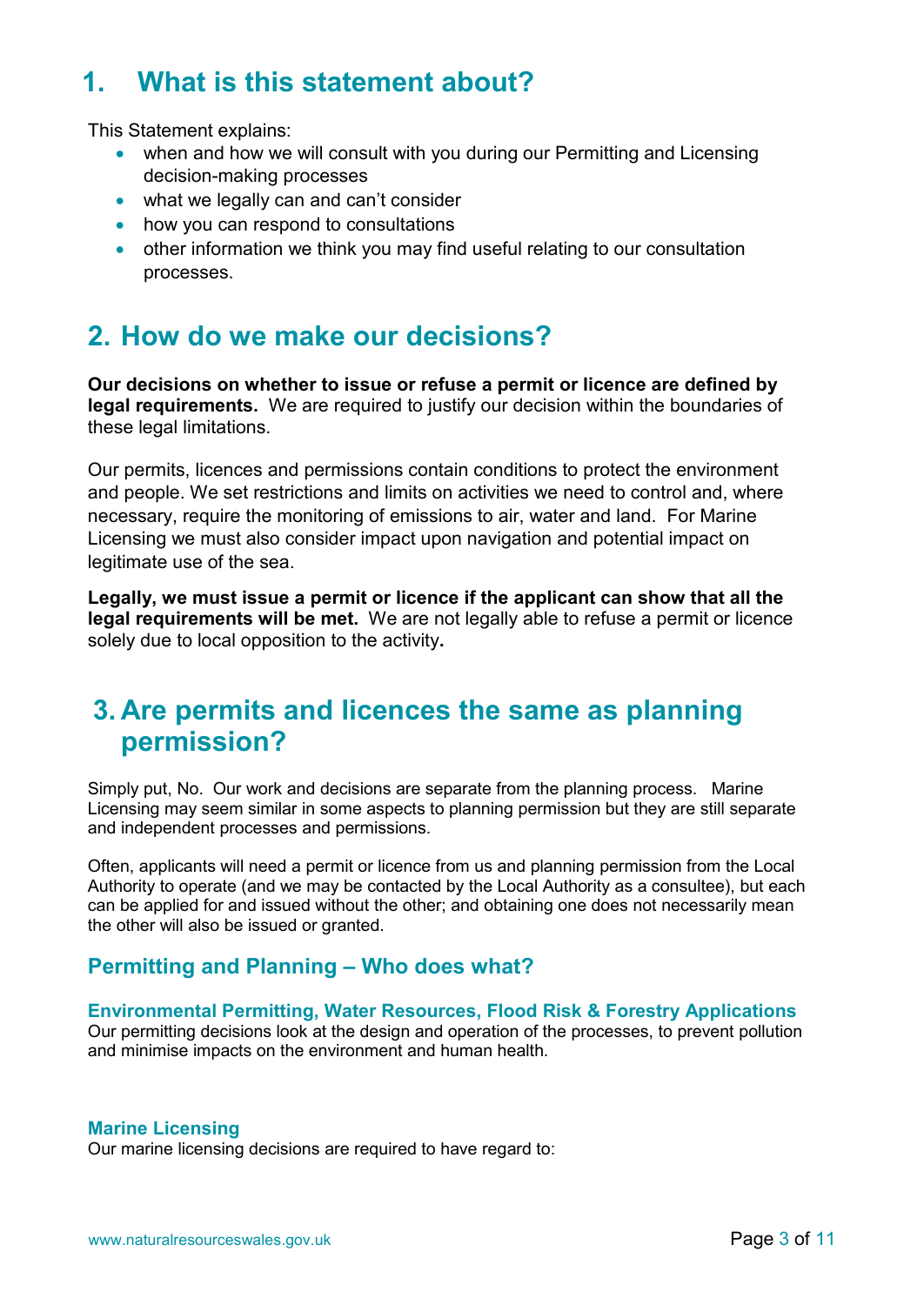## 1. What is this statement about?

This Statement explains:

- when and how we will consult with you during our Permitting and Licensing decision-making processes
- what we legally can and can't consider
- how you can respond to consultations
- other information we think you may find useful relating to our consultation processes.

## 2. How do we make our decisions?

**Our decisions on whether to issue or refuse a permit or licence are defined by legal requirements.** We are required to justify our decision within the boundaries of these legal limitations.

Our permits, licences and permissions contain conditions to protect the environment and people. We set restrictions and limits on activities we need to control and, where necessary, require the monitoring of emissions to air, water and land. For Marine Licensing we must also consider impact upon navigation and potential impact on legitimate use of the sea.

**Legally, we must issue a permit or licence if the applicant can show that all the legal requirements will be met.** We are not legally able to refuse a permit or licence solely due to local opposition to the activity**.**

## 3. Are permits and licences the same as planning permission?

Simply put, No. Our work and decisions are separate from the planning process. Marine Licensing may seem similar in some aspects to planning permission but they are still separate and independent processes and permissions.

Often, applicants will need a permit or licence from us and planning permission from the Local Authority to operate (and we may be contacted by the Local Authority as a consultee), but each can be applied for and issued without the other; and obtaining one does not necessarily mean the other will also be issued or granted.

### Permitting and Planning – Who does what?

#### Environmental Permitting, Water Resources, Flood Risk & Forestry Applications

Our permitting decisions look at the design and operation of the processes, to prevent pollution and minimise impacts on the environment and human health.

#### Marine Licensing

Our marine licensing decisions are required to have regard to: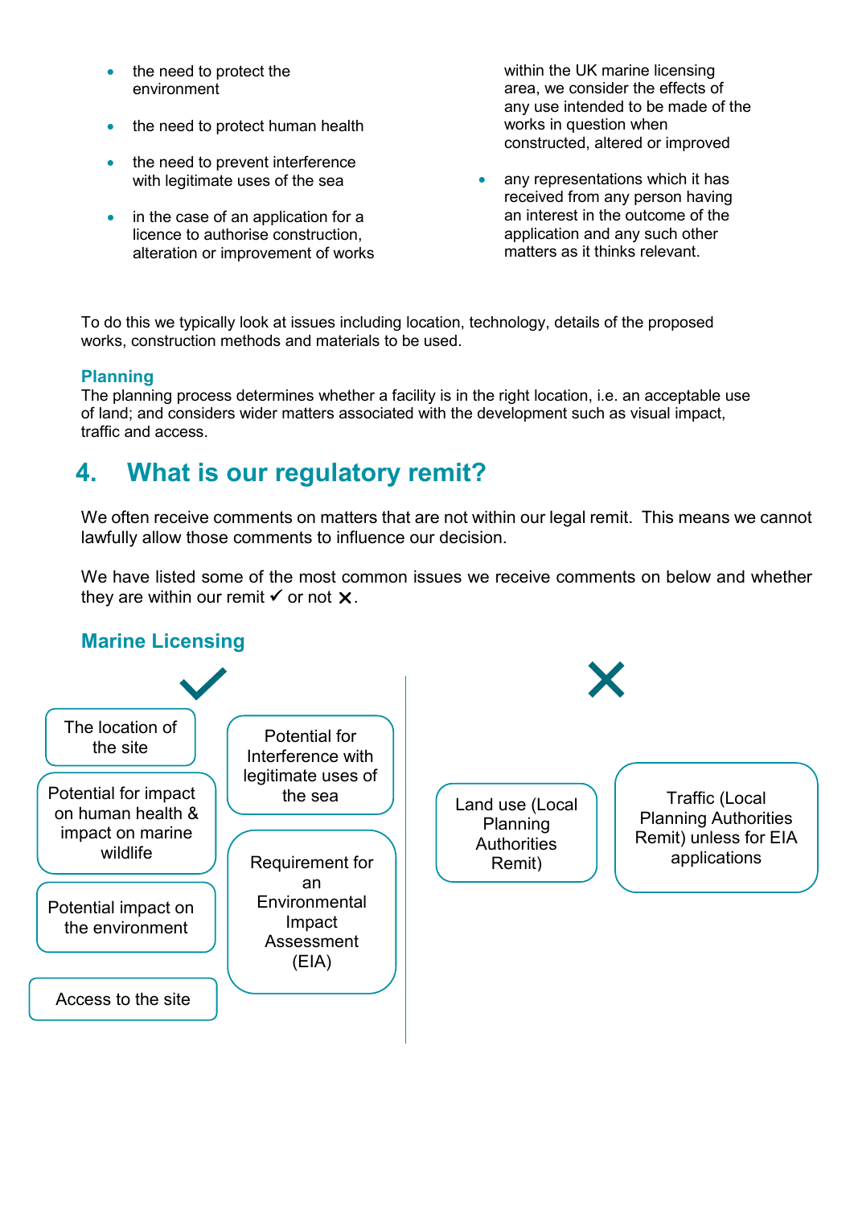- the need to protect the environment
- the need to protect human health
- the need to prevent interference with legitimate uses of the sea
- in the case of an application for a licence to authorise construction, alteration or improvement of works within the UK marine licensing area, we consider the effects of any use intended to be made of the works in question when constructed, altered or improved
- any representations which it has received from any person having an interest in the outcome of the application and any such other matters as it thinks relevant.

To do this we typically look at issues including location, technology, details of the proposed works, construction methods and materials to be used.

### Planning

The planning process determines whether a facility is in the right location, i.e. an acceptable use of land; and considers wider matters associated with the development such as visual impact, traffic and access.

## 4. What is our regulatory remit?

We often receive comments on matters that are not within our legal remit. This means we cannot lawfully allow those comments to influence our decision.

We have listed some of the most common issues we receive comments on below and whether they are within our remit ✓ or not ✕.

### Marine Licensing

**✓**

- The location of the site
- Potential for impact on human health & impact on marine wildlife
- Potential impact on the environment
- Access to the site
- Potential for Interference with legitimate uses of the sea
- Requirement for an Environmental Impact Assessment (EIA)

**✕**

- Land use (Local Planning Authorities Remit)
- Traffic (Local Planning Authorities Remit) unless for EIA applications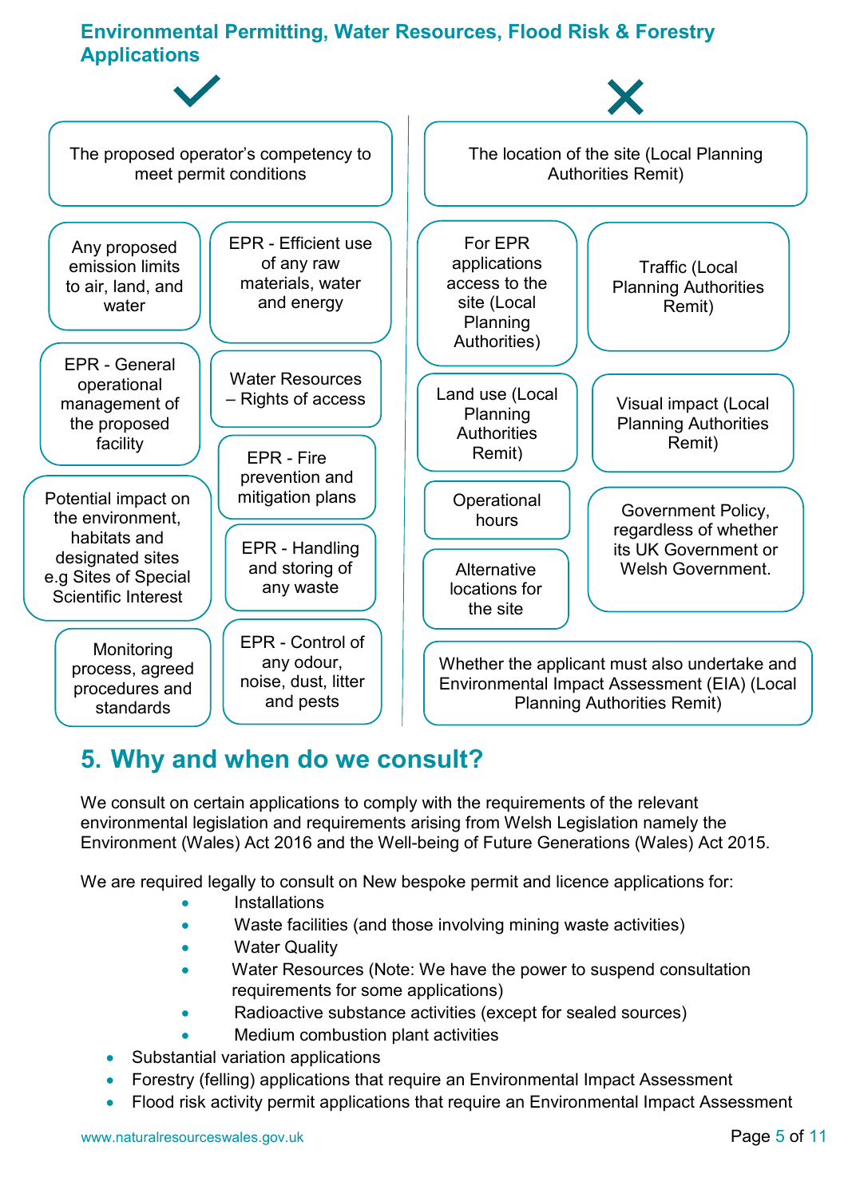**Environmental Permitting, Water Resources, Flood Risk & Forestry Applications**

✓

- The proposed operator's competency to meet permit conditions
- Any proposed emission limits to air, land, and water
- EPR - Efficient use of any raw materials, water and energy
- EPR - General operational management of the proposed facility
- Water Resources – Rights of access
- EPR - Fire prevention and mitigation plans
- Potential impact on the environment, habitats and designated sites e.g Sites of Special Scientific Interest
- EPR - Handling and storing of any waste
- Monitoring process, agreed procedures and standards
- EPR - Control of any odour, noise, dust, litter and pests

✗

- The location of the site (Local Planning Authorities Remit)
- For EPR applications access to the site (Local Planning Authorities)
- Traffic (Local Planning Authorities Remit)
- Land use (Local Planning Authorities Remit)
- Visual impact (Local Planning Authorities Remit)
- Operational hours
- Government Policy, regardless of whether its UK Government or Welsh Government.
- Alternative locations for the site
- Whether the applicant must also undertake and Environmental Impact Assessment (EIA) (Local Planning Authorities Remit)

## 5. Why and when do we consult?

We consult on certain applications to comply with the requirements of the relevant environmental legislation and requirements arising from Welsh Legislation namely the Environment (Wales) Act 2016 and the Well-being of Future Generations (Wales) Act 2015.

We are required legally to consult on New bespoke permit and licence applications for:

- Installations
- Waste facilities (and those involving mining waste activities)
- Water Quality
- Water Resources (Note: We have the power to suspend consultation requirements for some applications)
- Radioactive substance activities (except for sealed sources)
- Medium combustion plant activities

- Substantial variation applications
- Forestry (felling) applications that require an Environmental Impact Assessment
- Flood risk activity permit applications that require an Environmental Impact Assessment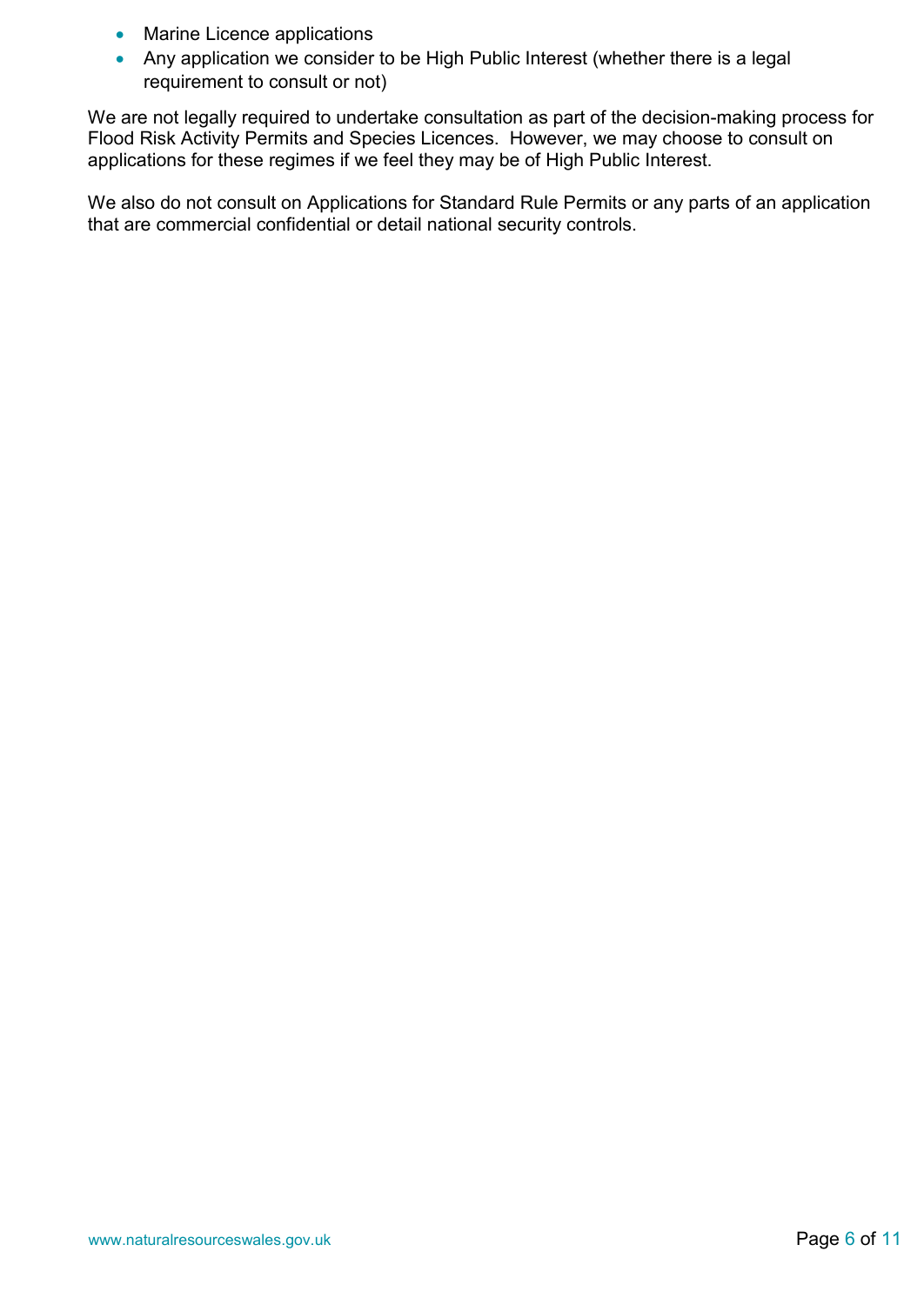- Marine Licence applications
- Any application we consider to be High Public Interest (whether there is a legal requirement to consult or not)

We are not legally required to undertake consultation as part of the decision-making process for Flood Risk Activity Permits and Species Licences. However, we may choose to consult on applications for these regimes if we feel they may be of High Public Interest.

We also do not consult on Applications for Standard Rule Permits or any parts of an application that are commercial confidential or detail national security controls.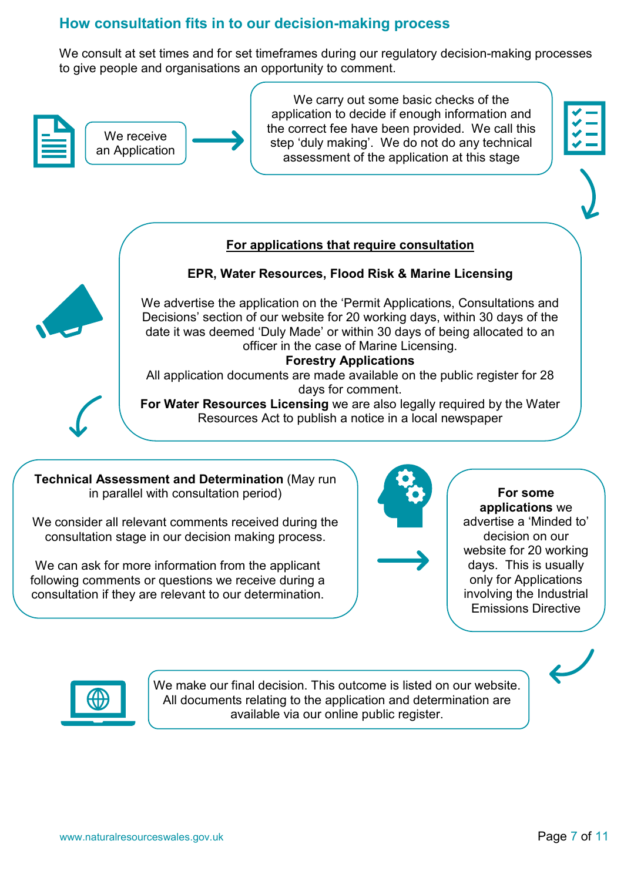## How consultation fits in to our decision-making process

We consult at set times and for set timeframes during our regulatory decision-making processes to give people and organisations an opportunity to comment.

We receive an Application

We carry out some basic checks of the application to decide if enough information and the correct fee have been provided. We call this step 'duly making'. We do not do any technical assessment of the application at this stage

**For applications that require consultation**

**EPR, Water Resources, Flood Risk & Marine Licensing**

We advertise the application on the 'Permit Applications, Consultations and Decisions' section of our website for 20 working days, within 30 days of the date it was deemed 'Duly Made' or within 30 days of being allocated to an officer in the case of Marine Licensing.

**Forestry Applications**

All application documents are made available on the public register for 28 days for comment.

**For Water Resources Licensing** we are also legally required by the Water Resources Act to publish a notice in a local newspaper

**Technical Assessment and Determination** (May run in parallel with consultation period)

We consider all relevant comments received during the consultation stage in our decision making process.

We can ask for more information from the applicant following comments or questions we receive during a consultation if they are relevant to our determination.

**For some applications** we advertise a 'Minded to' decision on our website for 20 working days. This is usually only for Applications involving the Industrial Emissions Directive

We make our final decision. This outcome is listed on our website. All documents relating to the application and determination are available via our online public register.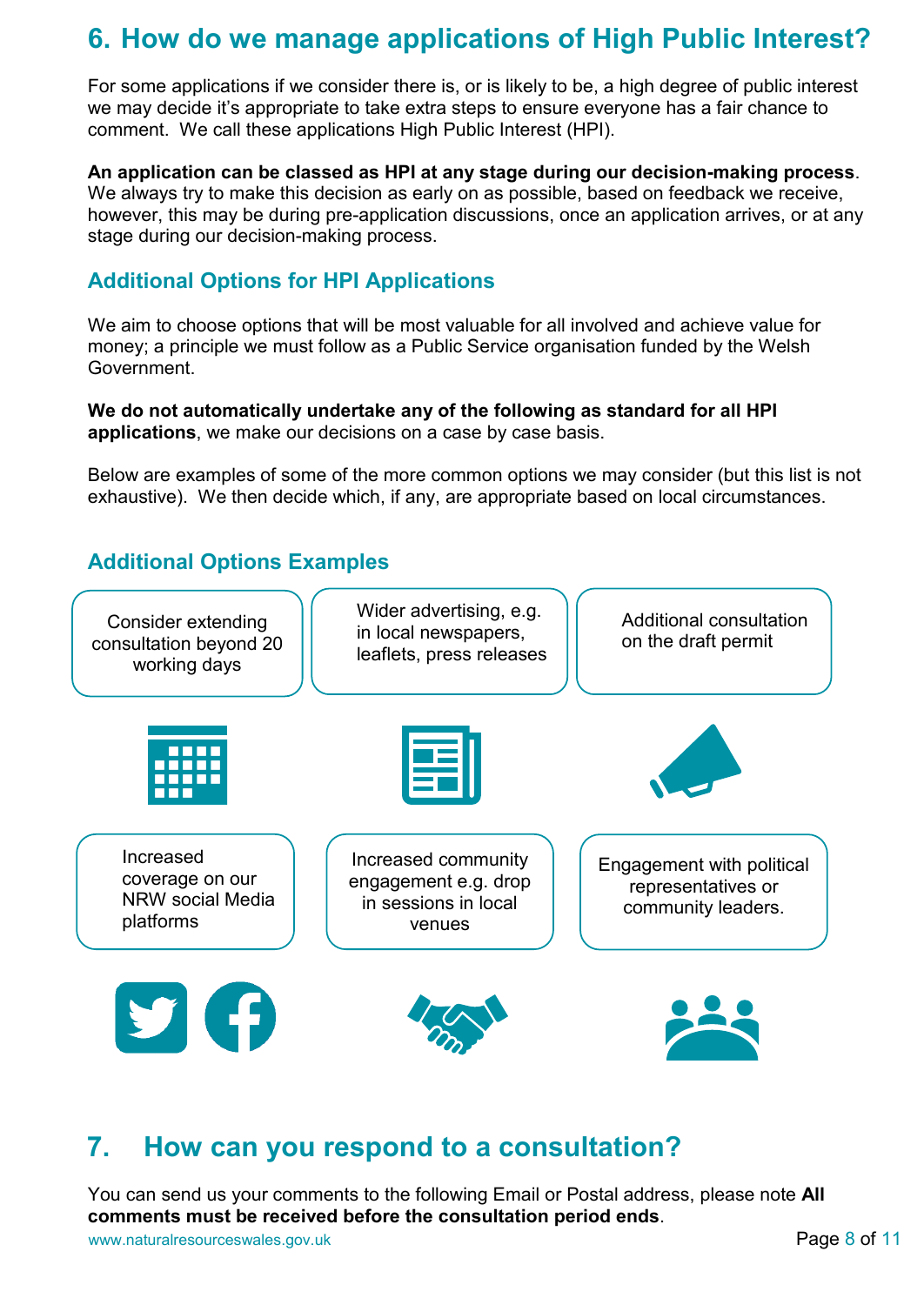## 6. How do we manage applications of High Public Interest?

For some applications if we consider there is, or is likely to be, a high degree of public interest we may decide it's appropriate to take extra steps to ensure everyone has a fair chance to comment. We call these applications High Public Interest (HPI).

**An application can be classed as HPI at any stage during our decision-making process**. We always try to make this decision as early on as possible, based on feedback we receive, however, this may be during pre-application discussions, once an application arrives, or at any stage during our decision-making process.

### Additional Options for HPI Applications

We aim to choose options that will be most valuable for all involved and achieve value for money; a principle we must follow as a Public Service organisation funded by the Welsh Government.

**We do not automatically undertake any of the following as standard for all HPI applications**, we make our decisions on a case by case basis.

Below are examples of some of the more common options we may consider (but this list is not exhaustive). We then decide which, if any, are appropriate based on local circumstances.

### Additional Options Examples

- Consider extending consultation beyond 20 working days
- Wider advertising, e.g. in local newspapers, leaflets, press releases
- Additional consultation on the draft permit
- Increased coverage on our NRW social Media platforms
- Increased community engagement e.g. drop in sessions in local venues
- Engagement with political representatives or community leaders.

## 7. How can you respond to a consultation?

You can send us your comments to the following Email or Postal address, please note **All comments must be received before the consultation period ends**.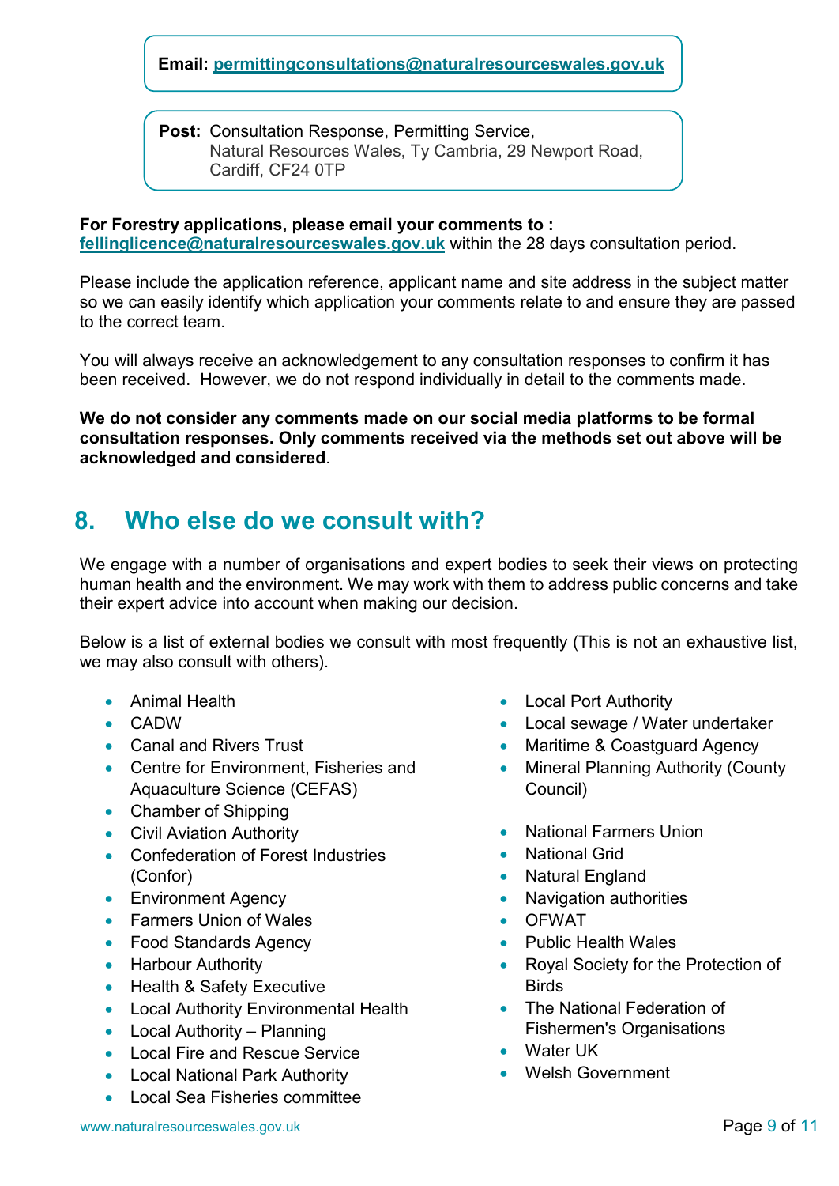**Email:** **permittingconsultations@naturalresourceswales.gov.uk**

**Post:** Consultation Response, Permitting Service,
Natural Resources Wales, Ty Cambria, 29 Newport Road,
Cardiff, CF24 0TP

**For Forestry applications, please email your comments to :**
**fellinglicence@naturalresourceswales.gov.uk** within the 28 days consultation period.

Please include the application reference, applicant name and site address in the subject matter so we can easily identify which application your comments relate to and ensure they are passed to the correct team.

You will always receive an acknowledgement to any consultation responses to confirm it has been received. However, we do not respond individually in detail to the comments made.

**We do not consider any comments made on our social media platforms to be formal consultation responses. Only comments received via the methods set out above will be acknowledged and considered**.

## 8. Who else do we consult with?

We engage with a number of organisations and expert bodies to seek their views on protecting human health and the environment. We may work with them to address public concerns and take their expert advice into account when making our decision.

Below is a list of external bodies we consult with most frequently (This is not an exhaustive list, we may also consult with others).

- Animal Health
- CADW
- Canal and Rivers Trust
- Centre for Environment, Fisheries and Aquaculture Science (CEFAS)
- Chamber of Shipping
- Civil Aviation Authority
- Confederation of Forest Industries (Confor)
- Environment Agency
- Farmers Union of Wales
- Food Standards Agency
- Harbour Authority
- Health & Safety Executive
- Local Authority Environmental Health
- Local Authority – Planning
- Local Fire and Rescue Service
- Local National Park Authority
- Local Sea Fisheries committee
- Local Port Authority
- Local sewage / Water undertaker
- Maritime & Coastguard Agency
- Mineral Planning Authority (County Council)
- National Farmers Union
- National Grid
- Natural England
- Navigation authorities
- OFWAT
- Public Health Wales
- Royal Society for the Protection of Birds
- The National Federation of Fishermen's Organisations
- Water UK
- Welsh Government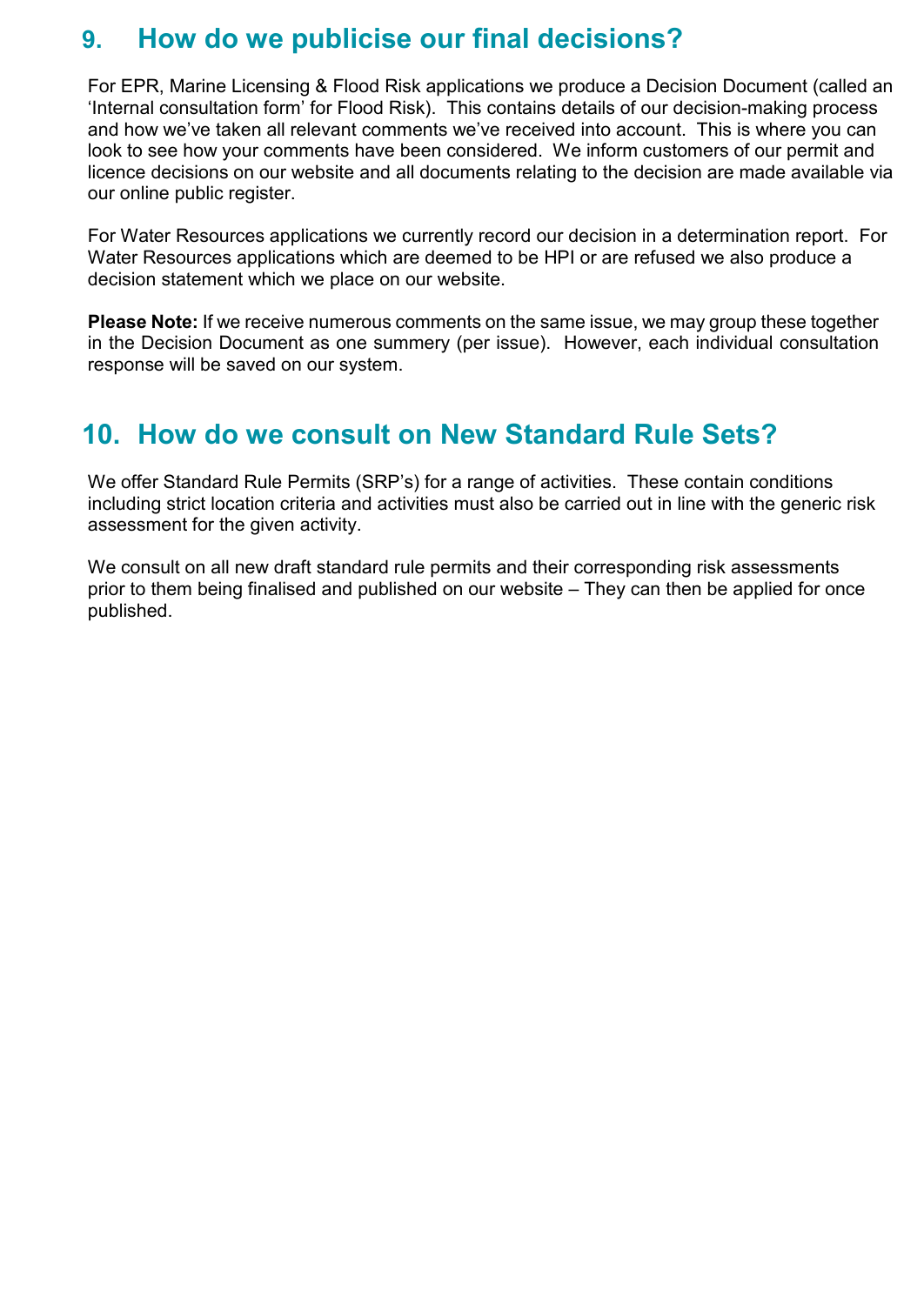## 9. How do we publicise our final decisions?

For EPR, Marine Licensing & Flood Risk applications we produce a Decision Document (called an 'Internal consultation form' for Flood Risk). This contains details of our decision-making process and how we've taken all relevant comments we've received into account. This is where you can look to see how your comments have been considered. We inform customers of our permit and licence decisions on our website and all documents relating to the decision are made available via our online public register.

For Water Resources applications we currently record our decision in a determination report. For Water Resources applications which are deemed to be HPI or are refused we also produce a decision statement which we place on our website.

**Please Note:** If we receive numerous comments on the same issue, we may group these together in the Decision Document as one summery (per issue). However, each individual consultation response will be saved on our system.

## 10. How do we consult on New Standard Rule Sets?

We offer Standard Rule Permits (SRP's) for a range of activities. These contain conditions including strict location criteria and activities must also be carried out in line with the generic risk assessment for the given activity.

We consult on all new draft standard rule permits and their corresponding risk assessments prior to them being finalised and published on our website – They can then be applied for once published.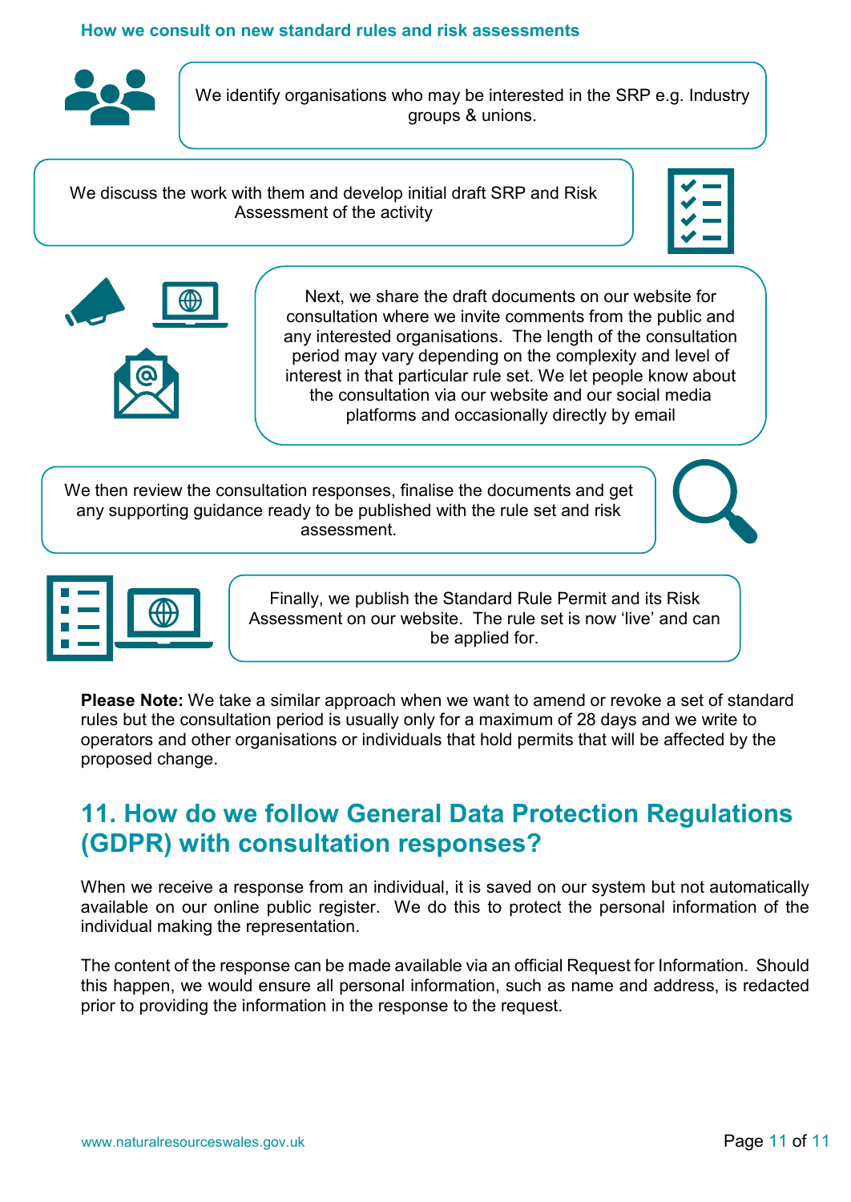### How we consult on new standard rules and risk assessments

We identify organisations who may be interested in the SRP e.g. Industry groups & unions.

We discuss the work with them and develop initial draft SRP and Risk Assessment of the activity

Next, we share the draft documents on our website for consultation where we invite comments from the public and any interested organisations. The length of the consultation period may vary depending on the complexity and level of interest in that particular rule set. We let people know about the consultation via our website and our social media platforms and occasionally directly by email

We then review the consultation responses, finalise the documents and get any supporting guidance ready to be published with the rule set and risk assessment.

Finally, we publish the Standard Rule Permit and its Risk Assessment on our website. The rule set is now 'live' and can be applied for.

**Please Note:** We take a similar approach when we want to amend or revoke a set of standard rules but the consultation period is usually only for a maximum of 28 days and we write to operators and other organisations or individuals that hold permits that will be affected by the proposed change.

## 11. How do we follow General Data Protection Regulations (GDPR) with consultation responses?

When we receive a response from an individual, it is saved on our system but not automatically available on our online public register. We do this to protect the personal information of the individual making the representation.

The content of the response can be made available via an official Request for Information. Should this happen, we would ensure all personal information, such as name and address, is redacted prior to providing the information in the response to the request.